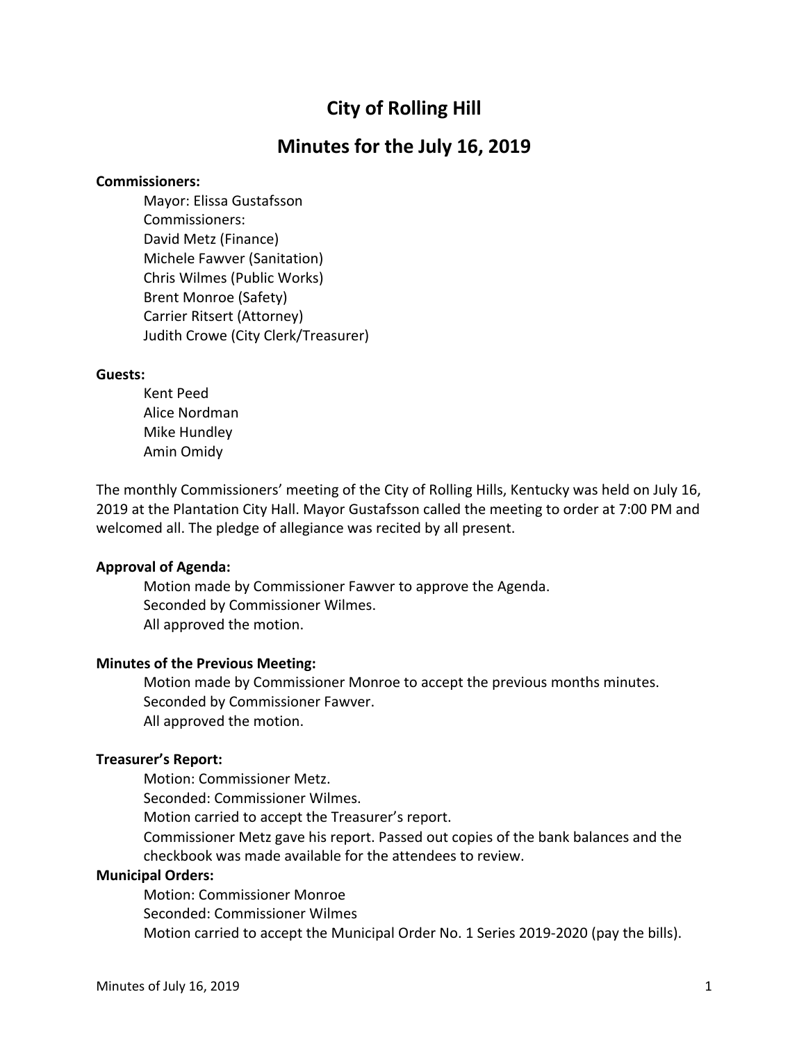# City of Rolling Hill

## Minutes for the July 16, 2019

**Commissioners:**

Mayor: Elissa Gustafsson
Commissioners:
David Metz (Finance)
Michele Fawver (Sanitation)
Chris Wilmes (Public Works)
Brent Monroe (Safety)
Carrier Ritsert (Attorney)
Judith Crowe (City Clerk/Treasurer)

**Guests:**

Kent Peed
Alice Nordman
Mike Hundley
Amin Omidy

The monthly Commissioners' meeting of the City of Rolling Hills, Kentucky was held on July 16, 2019 at the Plantation City Hall. Mayor Gustafsson called the meeting to order at 7:00 PM and welcomed all. The pledge of allegiance was recited by all present.

**Approval of Agenda:**

Motion made by Commissioner Fawver to approve the Agenda.
Seconded by Commissioner Wilmes.
All approved the motion.

**Minutes of the Previous Meeting:**

Motion made by Commissioner Monroe to accept the previous months minutes.
Seconded by Commissioner Fawver.
All approved the motion.

**Treasurer's Report:**

Motion: Commissioner Metz.
Seconded: Commissioner Wilmes.
Motion carried to accept the Treasurer's report.
Commissioner Metz gave his report. Passed out copies of the bank balances and the checkbook was made available for the attendees to review.

**Municipal Orders:**

Motion: Commissioner Monroe
Seconded: Commissioner Wilmes
Motion carried to accept the Municipal Order No. 1 Series 2019-2020 (pay the bills).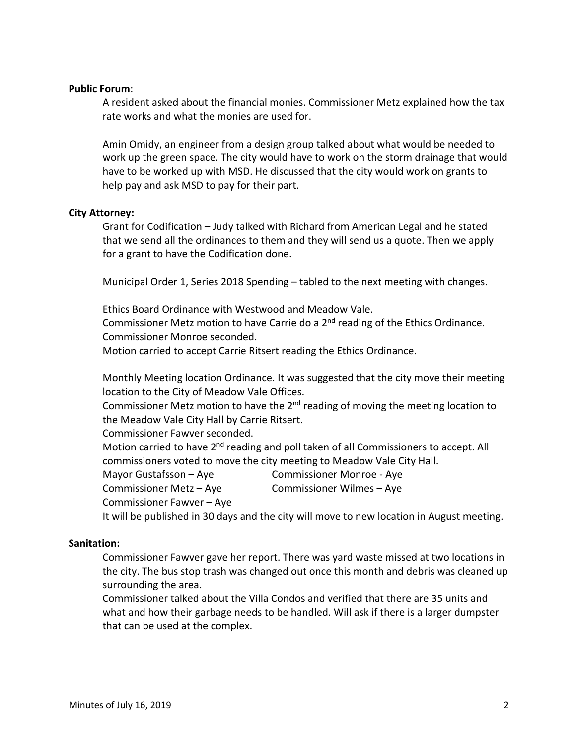**Public Forum**:

A resident asked about the financial monies. Commissioner Metz explained how the tax rate works and what the monies are used for.

Amin Omidy, an engineer from a design group talked about what would be needed to work up the green space. The city would have to work on the storm drainage that would have to be worked up with MSD. He discussed that the city would work on grants to help pay and ask MSD to pay for their part.

**City Attorney:**

Grant for Codification – Judy talked with Richard from American Legal and he stated that we send all the ordinances to them and they will send us a quote. Then we apply for a grant to have the Codification done.

Municipal Order 1, Series 2018 Spending – tabled to the next meeting with changes.

Ethics Board Ordinance with Westwood and Meadow Vale.
Commissioner Metz motion to have Carrie do a 2nd reading of the Ethics Ordinance.
Commissioner Monroe seconded.
Motion carried to accept Carrie Ritsert reading the Ethics Ordinance.

Monthly Meeting location Ordinance. It was suggested that the city move their meeting location to the City of Meadow Vale Offices.
Commissioner Metz motion to have the 2nd reading of moving the meeting location to the Meadow Vale City Hall by Carrie Ritsert.
Commissioner Fawver seconded.
Motion carried to have 2nd reading and poll taken of all Commissioners to accept. All commissioners voted to move the city meeting to Meadow Vale City Hall.

Mayor Gustafsson – Aye
Commissioner Monroe - Aye
Commissioner Metz – Aye
Commissioner Wilmes – Aye
Commissioner Fawver – Aye

It will be published in 30 days and the city will move to new location in August meeting.

**Sanitation:**

Commissioner Fawver gave her report. There was yard waste missed at two locations in the city. The bus stop trash was changed out once this month and debris was cleaned up surrounding the area.
Commissioner talked about the Villa Condos and verified that there are 35 units and what and how their garbage needs to be handled. Will ask if there is a larger dumpster that can be used at the complex.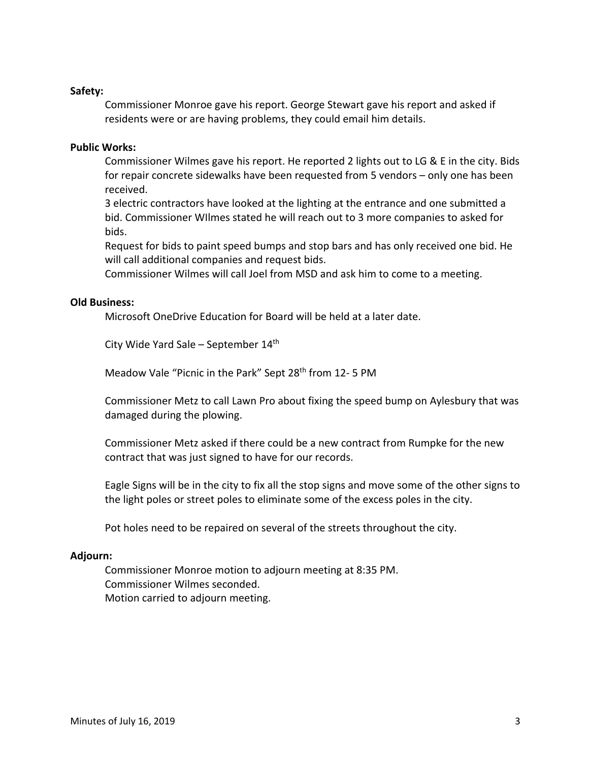**Safety:**

Commissioner Monroe gave his report. George Stewart gave his report and asked if residents were or are having problems, they could email him details.

**Public Works:**

Commissioner Wilmes gave his report. He reported 2 lights out to LG & E in the city. Bids for repair concrete sidewalks have been requested from 5 vendors – only one has been received.

3 electric contractors have looked at the lighting at the entrance and one submitted a bid. Commissioner WIlmes stated he will reach out to 3 more companies to asked for bids.

Request for bids to paint speed bumps and stop bars and has only received one bid. He will call additional companies and request bids.

Commissioner Wilmes will call Joel from MSD and ask him to come to a meeting.

**Old Business:**

Microsoft OneDrive Education for Board will be held at a later date.

City Wide Yard Sale – September 14th

Meadow Vale "Picnic in the Park" Sept 28th from 12- 5 PM

Commissioner Metz to call Lawn Pro about fixing the speed bump on Aylesbury that was damaged during the plowing.

Commissioner Metz asked if there could be a new contract from Rumpke for the new contract that was just signed to have for our records.

Eagle Signs will be in the city to fix all the stop signs and move some of the other signs to the light poles or street poles to eliminate some of the excess poles in the city.

Pot holes need to be repaired on several of the streets throughout the city.

**Adjourn:**

Commissioner Monroe motion to adjourn meeting at 8:35 PM.
Commissioner Wilmes seconded.
Motion carried to adjourn meeting.